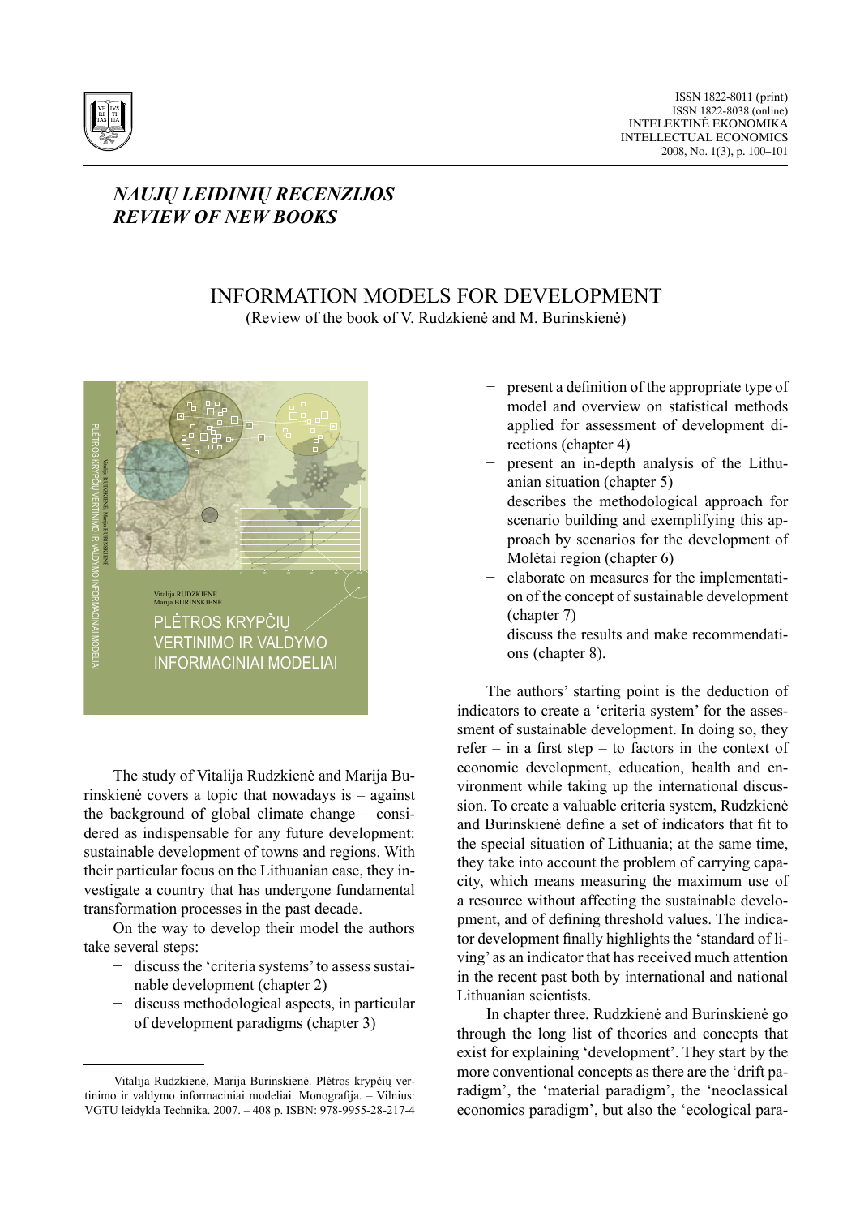*NAUJŲ LEIDINIŲ RECENZIJOS*
*REVIEW OF NEW BOOKS*

# INFORMATION MODELS FOR DEVELOPMENT

(Review of the book of V. Rudzkienė and M. Burinskienė)

The study of Vitalija Rudzkienė and Marija Burinskienė covers a topic that nowadays is – against the background of global climate change – considered as indispensable for any future development: sustainable development of towns and regions. With their particular focus on the Lithuanian case, they investigate a country that has undergone fundamental transformation processes in the past decade.

On the way to develop their model the authors take several steps:

- discuss the 'criteria systems' to assess sustainable development (chapter 2)
- discuss methodological aspects, in particular of development paradigms (chapter 3)
- present a definition of the appropriate type of model and overview on statistical methods applied for assessment of development directions (chapter 4)
- present an in-depth analysis of the Lithuanian situation (chapter 5)
- describes the methodological approach for scenario building and exemplifying this approach by scenarios for the development of Molėtai region (chapter 6)
- elaborate on measures for the implementation of the concept of sustainable development (chapter 7)
- discuss the results and make recommendations (chapter 8).

The authors' starting point is the deduction of indicators to create a 'criteria system' for the assessment of sustainable development. In doing so, they refer – in a first step – to factors in the context of economic development, education, health and environment while taking up the international discussion. To create a valuable criteria system, Rudzkienė and Burinskienė define a set of indicators that fit to the special situation of Lithuania; at the same time, they take into account the problem of carrying capacity, which means measuring the maximum use of a resource without affecting the sustainable development, and of defining threshold values. The indicator development finally highlights the 'standard of living' as an indicator that has received much attention in the recent past both by international and national Lithuanian scientists.

In chapter three, Rudzkienė and Burinskienė go through the long list of theories and concepts that exist for explaining 'development'. They start by the more conventional concepts as there are the 'drift paradigm', the 'material paradigm', the 'neoclassical economics paradigm', but also the 'ecological para-

---

Vitalija Rudzkienė, Marija Burinskienė. Plėtros krypčių vertinimo ir valdymo informaciniai modeliai. Monografija. – Vilnius: VGTU leidykla Technika. 2007. – 408 p. ISBN: 978-9955-28-217-4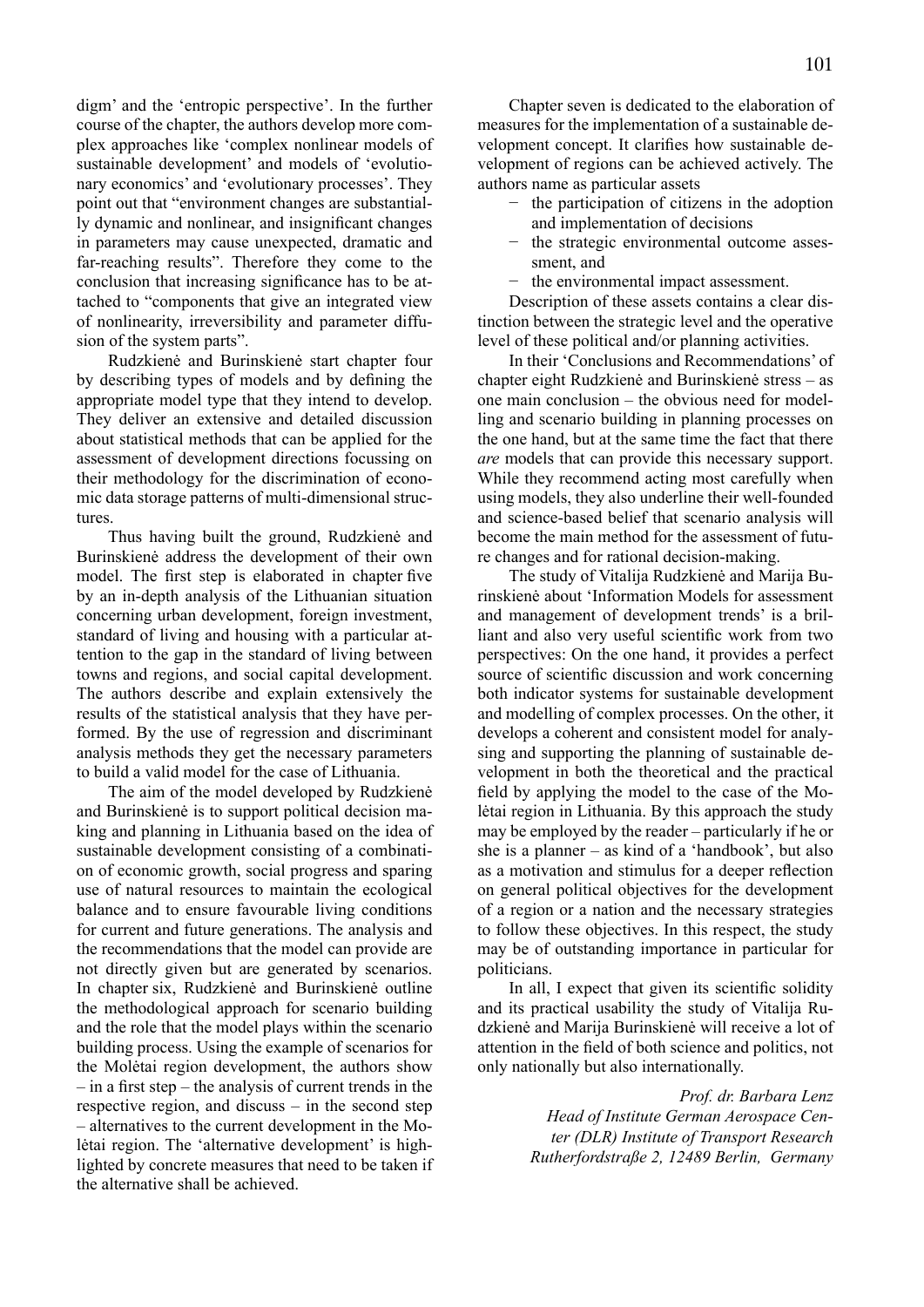digm' and the 'entropic perspective'. In the further course of the chapter, the authors develop more complex approaches like 'complex nonlinear models of sustainable development' and models of 'evolutionary economics' and 'evolutionary processes'. They point out that "environment changes are substantially dynamic and nonlinear, and insignificant changes in parameters may cause unexpected, dramatic and far-reaching results". Therefore they come to the conclusion that increasing significance has to be attached to "components that give an integrated view of nonlinearity, irreversibility and parameter diffusion of the system parts".

Rudzkienė and Burinskienė start chapter four by describing types of models and by defining the appropriate model type that they intend to develop. They deliver an extensive and detailed discussion about statistical methods that can be applied for the assessment of development directions focussing on their methodology for the discrimination of economic data storage patterns of multi-dimensional structures.

Thus having built the ground, Rudzkienė and Burinskienė address the development of their own model. The first step is elaborated in chapter five by an in-depth analysis of the Lithuanian situation concerning urban development, foreign investment, standard of living and housing with a particular attention to the gap in the standard of living between towns and regions, and social capital development. The authors describe and explain extensively the results of the statistical analysis that they have performed. By the use of regression and discriminant analysis methods they get the necessary parameters to build a valid model for the case of Lithuania.

The aim of the model developed by Rudzkienė and Burinskienė is to support political decision making and planning in Lithuania based on the idea of sustainable development consisting of a combination of economic growth, social progress and sparing use of natural resources to maintain the ecological balance and to ensure favourable living conditions for current and future generations. The analysis and the recommendations that the model can provide are not directly given but are generated by scenarios. In chapter six, Rudzkienė and Burinskienė outline the methodological approach for scenario building and the role that the model plays within the scenario building process. Using the example of scenarios for the Molėtai region development, the authors show – in a first step – the analysis of current trends in the respective region, and discuss – in the second step – alternatives to the current development in the Molėtai region. The 'alternative development' is highlighted by concrete measures that need to be taken if the alternative shall be achieved.

Chapter seven is dedicated to the elaboration of measures for the implementation of a sustainable development concept. It clarifies how sustainable development of regions can be achieved actively. The authors name as particular assets

- the participation of citizens in the adoption and implementation of decisions
- the strategic environmental outcome assessment, and
- the environmental impact assessment.

Description of these assets contains a clear distinction between the strategic level and the operative level of these political and/or planning activities.

In their 'Conclusions and Recommendations' of chapter eight Rudzkienė and Burinskienė stress – as one main conclusion – the obvious need for modelling and scenario building in planning processes on the one hand, but at the same time the fact that there *are* models that can provide this necessary support. While they recommend acting most carefully when using models, they also underline their well-founded and science-based belief that scenario analysis will become the main method for the assessment of future changes and for rational decision-making.

The study of Vitalija Rudzkienė and Marija Burinskienė about 'Information Models for assessment and management of development trends' is a brilliant and also very useful scientific work from two perspectives: On the one hand, it provides a perfect source of scientific discussion and work concerning both indicator systems for sustainable development and modelling of complex processes. On the other, it develops a coherent and consistent model for analysing and supporting the planning of sustainable development in both the theoretical and the practical field by applying the model to the case of the Molėtai region in Lithuania. By this approach the study may be employed by the reader – particularly if he or she is a planner – as kind of a 'handbook', but also as a motivation and stimulus for a deeper reflection on general political objectives for the development of a region or a nation and the necessary strategies to follow these objectives. In this respect, the study may be of outstanding importance in particular for politicians.

In all, I expect that given its scientific solidity and its practical usability the study of Vitalija Rudzkienė and Marija Burinskienė will receive a lot of attention in the field of both science and politics, not only nationally but also internationally.

*Prof. dr. Barbara Lenz*
*Head of Institute German Aerospace Center (DLR) Institute of Transport Research*
*Rutherfordstraße 2, 12489 Berlin, Germany*